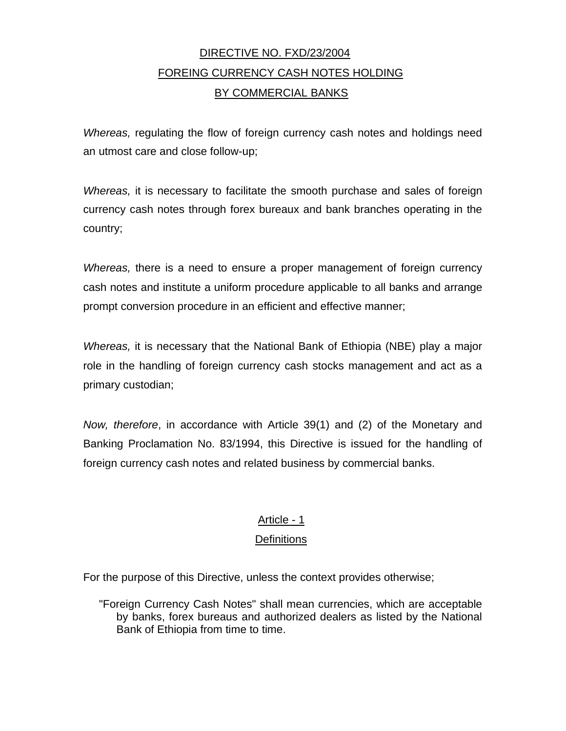# DIRECTIVE NO. FXD/23/2004
# FOREING CURRENCY CASH NOTES HOLDING
# BY COMMERCIAL BANKS

*Whereas,* regulating the flow of foreign currency cash notes and holdings need an utmost care and close follow-up;

*Whereas,* it is necessary to facilitate the smooth purchase and sales of foreign currency cash notes through forex bureaux and bank branches operating in the country;

*Whereas,* there is a need to ensure a proper management of foreign currency cash notes and institute a uniform procedure applicable to all banks and arrange prompt conversion procedure in an efficient and effective manner;

*Whereas,* it is necessary that the National Bank of Ethiopia (NBE) play a major role in the handling of foreign currency cash stocks management and act as a primary custodian;

*Now, therefore*, in accordance with Article 39(1) and (2) of the Monetary and Banking Proclamation No. 83/1994, this Directive is issued for the handling of foreign currency cash notes and related business by commercial banks.

## Article - 1
## Definitions

For the purpose of this Directive, unless the context provides otherwise;

"Foreign Currency Cash Notes" shall mean currencies, which are acceptable by banks, forex bureaus and authorized dealers as listed by the National Bank of Ethiopia from time to time.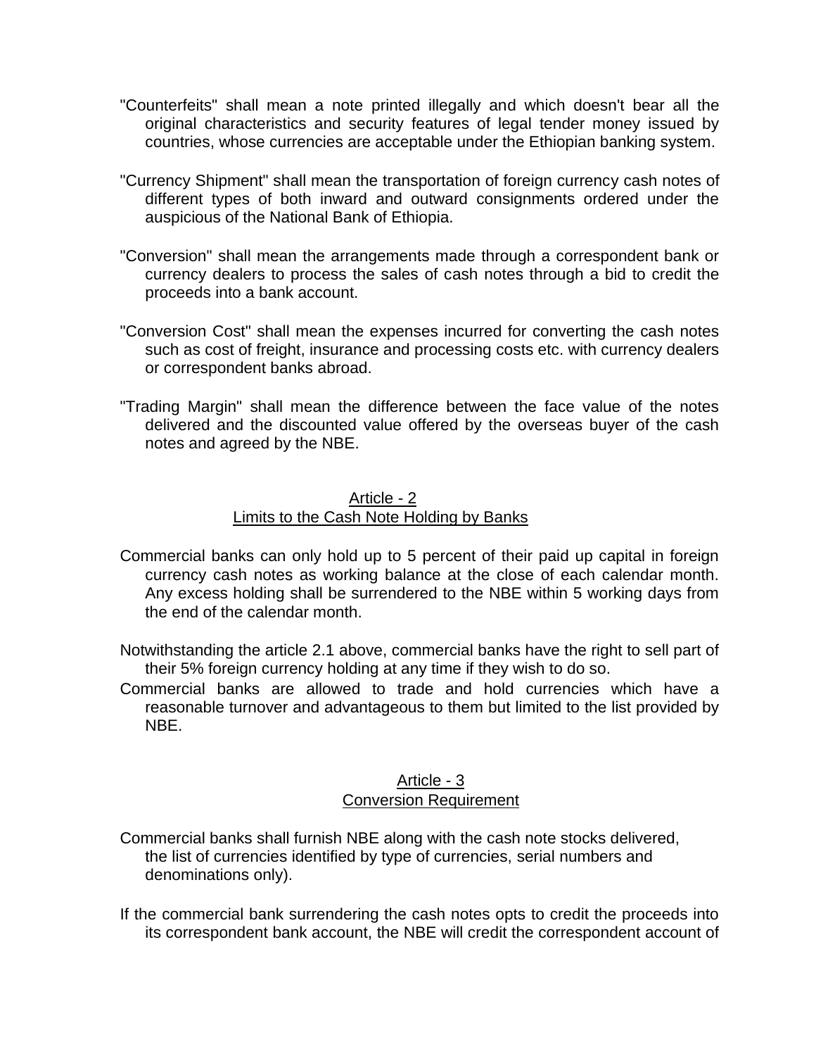"Counterfeits" shall mean a note printed illegally and which doesn't bear all the original characteristics and security features of legal tender money issued by countries, whose currencies are acceptable under the Ethiopian banking system.

"Currency Shipment" shall mean the transportation of foreign currency cash notes of different types of both inward and outward consignments ordered under the auspicious of the National Bank of Ethiopia.

"Conversion" shall mean the arrangements made through a correspondent bank or currency dealers to process the sales of cash notes through a bid to credit the proceeds into a bank account.

"Conversion Cost" shall mean the expenses incurred for converting the cash notes such as cost of freight, insurance and processing costs etc. with currency dealers or correspondent banks abroad.

"Trading Margin" shall mean the difference between the face value of the notes delivered and the discounted value offered by the overseas buyer of the cash notes and agreed by the NBE.

## Article - 2
## Limits to the Cash Note Holding by Banks

Commercial banks can only hold up to 5 percent of their paid up capital in foreign currency cash notes as working balance at the close of each calendar month. Any excess holding shall be surrendered to the NBE within 5 working days from the end of the calendar month.

Notwithstanding the article 2.1 above, commercial banks have the right to sell part of their 5% foreign currency holding at any time if they wish to do so.

Commercial banks are allowed to trade and hold currencies which have a reasonable turnover and advantageous to them but limited to the list provided by NBE.

## Article - 3
## Conversion Requirement

Commercial banks shall furnish NBE along with the cash note stocks delivered, the list of currencies identified by type of currencies, serial numbers and denominations only).

If the commercial bank surrendering the cash notes opts to credit the proceeds into its correspondent bank account, the NBE will credit the correspondent account of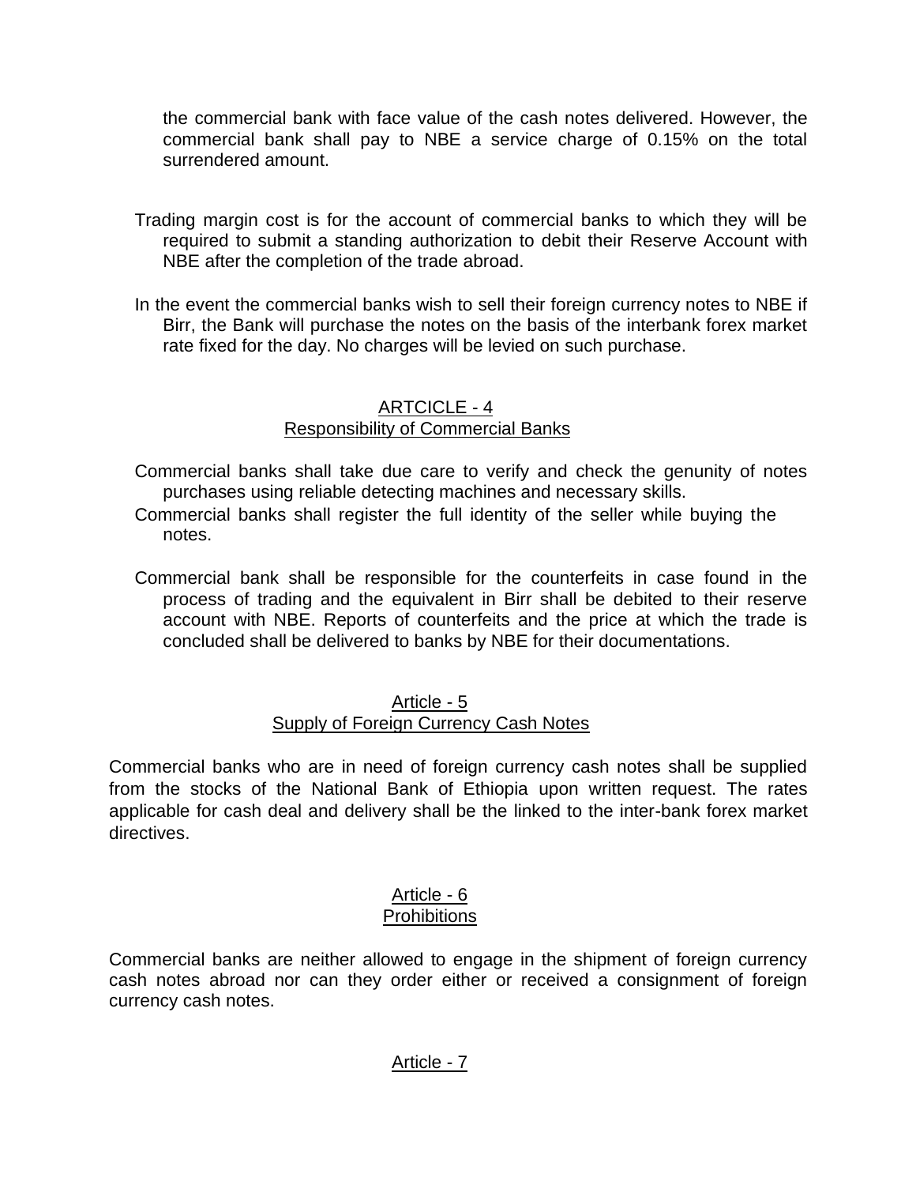the commercial bank with face value of the cash notes delivered. However, the commercial bank shall pay to NBE a service charge of 0.15% on the total surrendered amount.

Trading margin cost is for the account of commercial banks to which they will be required to submit a standing authorization to debit their Reserve Account with NBE after the completion of the trade abroad.

In the event the commercial banks wish to sell their foreign currency notes to NBE if Birr, the Bank will purchase the notes on the basis of the interbank forex market rate fixed for the day. No charges will be levied on such purchase.

## ARTCICLE - 4
## Responsibility of Commercial Banks

Commercial banks shall take due care to verify and check the genunity of notes purchases using reliable detecting machines and necessary skills.

Commercial banks shall register the full identity of the seller while buying the notes.

Commercial bank shall be responsible for the counterfeits in case found in the process of trading and the equivalent in Birr shall be debited to their reserve account with NBE. Reports of counterfeits and the price at which the trade is concluded shall be delivered to banks by NBE for their documentations.

## Article - 5
## Supply of Foreign Currency Cash Notes

Commercial banks who are in need of foreign currency cash notes shall be supplied from the stocks of the National Bank of Ethiopia upon written request. The rates applicable for cash deal and delivery shall be the linked to the inter-bank forex market directives.

## Article - 6
## Prohibitions

Commercial banks are neither allowed to engage in the shipment of foreign currency cash notes abroad nor can they order either or received a consignment of foreign currency cash notes.

## Article - 7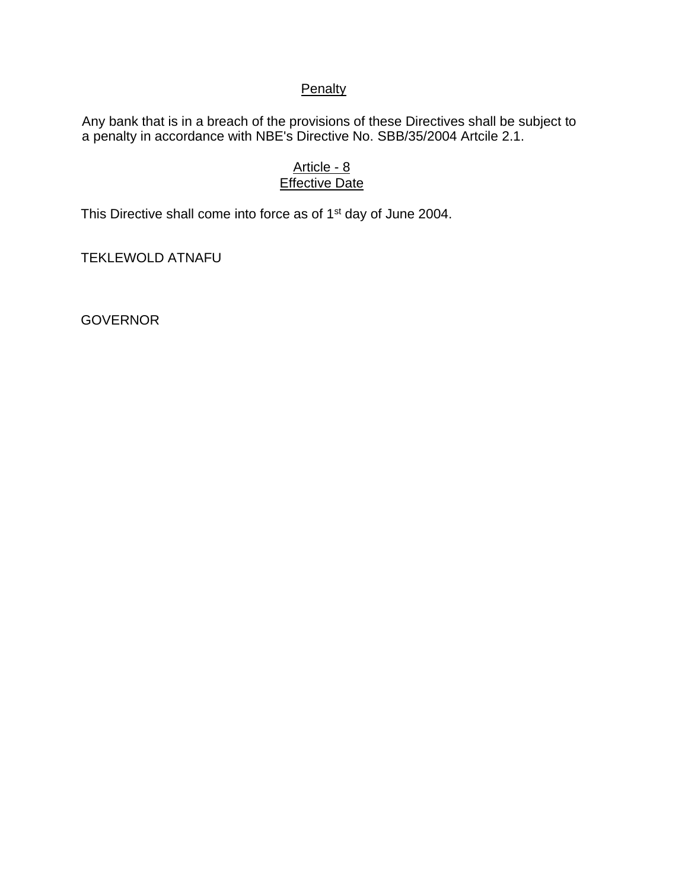## Penalty

Any bank that is in a breach of the provisions of these Directives shall be subject to a penalty in accordance with NBE's Directive No. SBB/35/2004 Artcile 2.1.

## Article - 8
## Effective Date

This Directive shall come into force as of 1st day of June 2004.

TEKLEWOLD ATNAFU

GOVERNOR